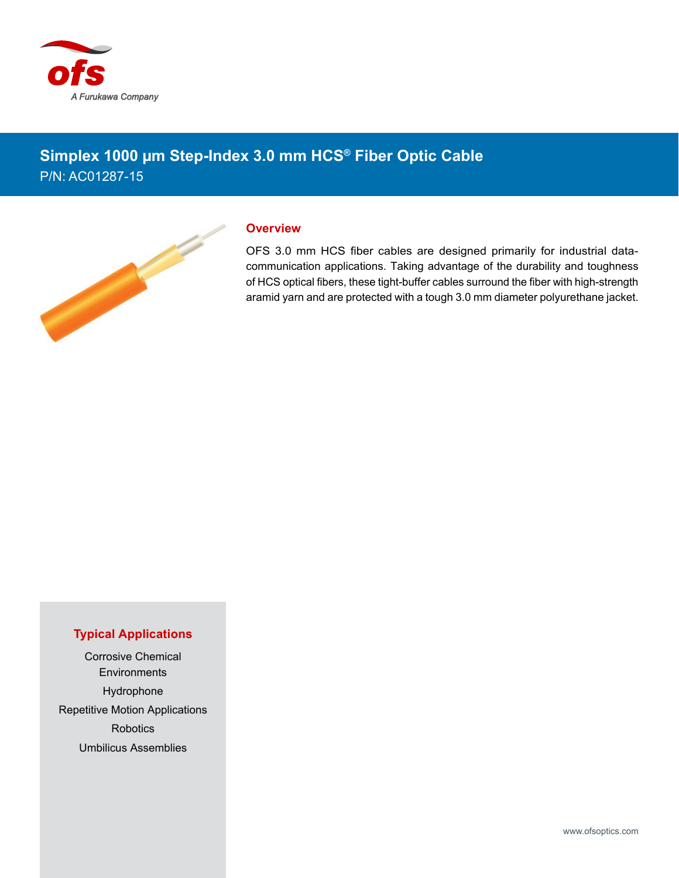ofs

A Furukawa Company

# Simplex 1000 µm Step-Index 3.0 mm HCS® Fiber Optic Cable

P/N: AC01287-15

## Overview

OFS 3.0 mm HCS fiber cables are designed primarily for industrial data-communication applications. Taking advantage of the durability and toughness of HCS optical fibers, these tight-buffer cables surround the fiber with high-strength aramid yarn and are protected with a tough 3.0 mm diameter polyurethane jacket.

## Typical Applications

Corrosive Chemical Environments

Hydrophone

Repetitive Motion Applications

Robotics

Umbilicus Assemblies

www.ofsoptics.com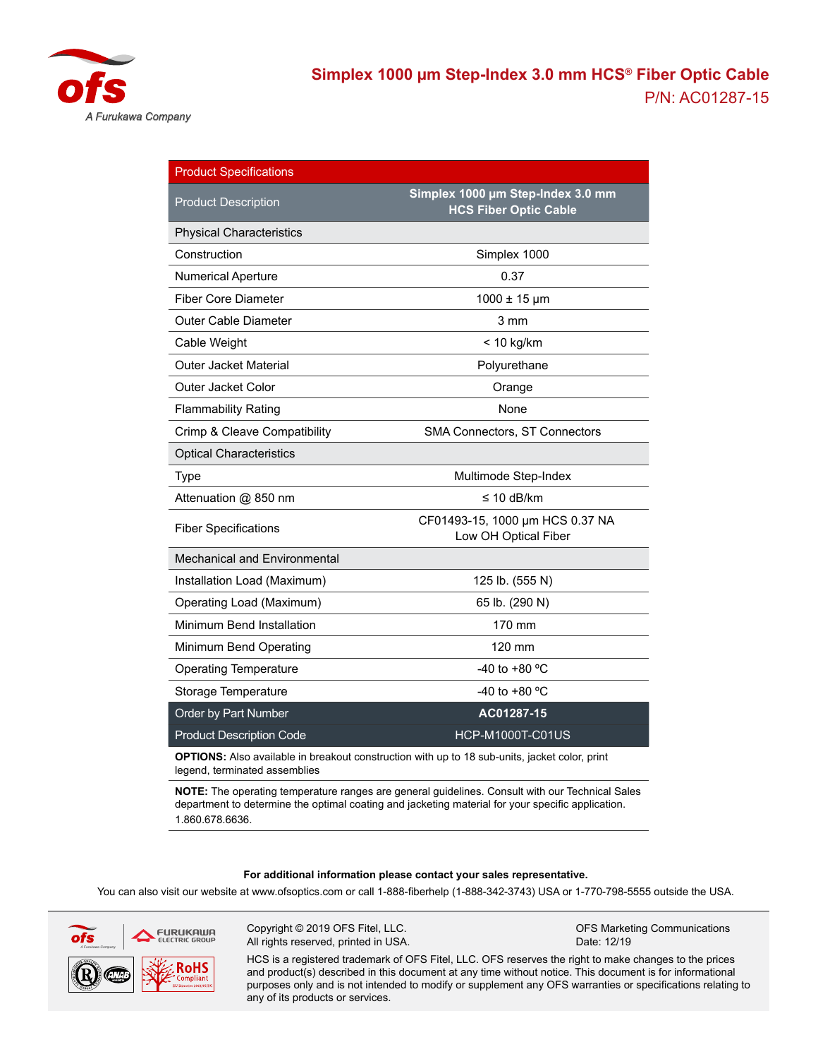# Simplex 1000 µm Step-Index 3.0 mm HCS® Fiber Optic Cable

P/N: AC01287-15

| Product Specifications | |
|---|---|
| Product Description | **Simplex 1000 µm Step-Index 3.0 mm HCS Fiber Optic Cable** |
| Physical Characteristics | |
| Construction | Simplex 1000 |
| Numerical Aperture | 0.37 |
| Fiber Core Diameter | 1000 ± 15 µm |
| Outer Cable Diameter | 3 mm |
| Cable Weight | < 10 kg/km |
| Outer Jacket Material | Polyurethane |
| Outer Jacket Color | Orange |
| Flammability Rating | None |
| Crimp & Cleave Compatibility | SMA Connectors, ST Connectors |
| Optical Characteristics | |
| Type | Multimode Step-Index |
| Attenuation @ 850 nm | ≤ 10 dB/km |
| Fiber Specifications | CF01493-15, 1000 µm HCS 0.37 NA Low OH Optical Fiber |
| Mechanical and Environmental | |
| Installation Load (Maximum) | 125 lb. (555 N) |
| Operating Load (Maximum) | 65 lb. (290 N) |
| Minimum Bend Installation | 170 mm |
| Minimum Bend Operating | 120 mm |
| Operating Temperature | -40 to +80 ºC |
| Storage Temperature | -40 to +80 ºC |
| Order by Part Number | **AC01287-15** |
| Product Description Code | HCP-M1000T-C01US |

**OPTIONS:** Also available in breakout construction with up to 18 sub-units, jacket color, print legend, terminated assemblies

**NOTE:** The operating temperature ranges are general guidelines. Consult with our Technical Sales department to determine the optimal coating and jacketing material for your specific application. 1.860.678.6636.

**For additional information please contact your sales representative.**

You can also visit our website at www.ofsoptics.com or call 1-888-fiberhelp (1-888-342-3743) USA or 1-770-798-5555 outside the USA.

Copyright © 2019 OFS Fitel, LLC.
All rights reserved, printed in USA.

OFS Marketing Communications
Date: 12/19

HCS is a registered trademark of OFS Fitel, LLC. OFS reserves the right to make changes to the prices and product(s) described in this document at any time without notice. This document is for informational purposes only and is not intended to modify or supplement any OFS warranties or specifications relating to any of its products or services.